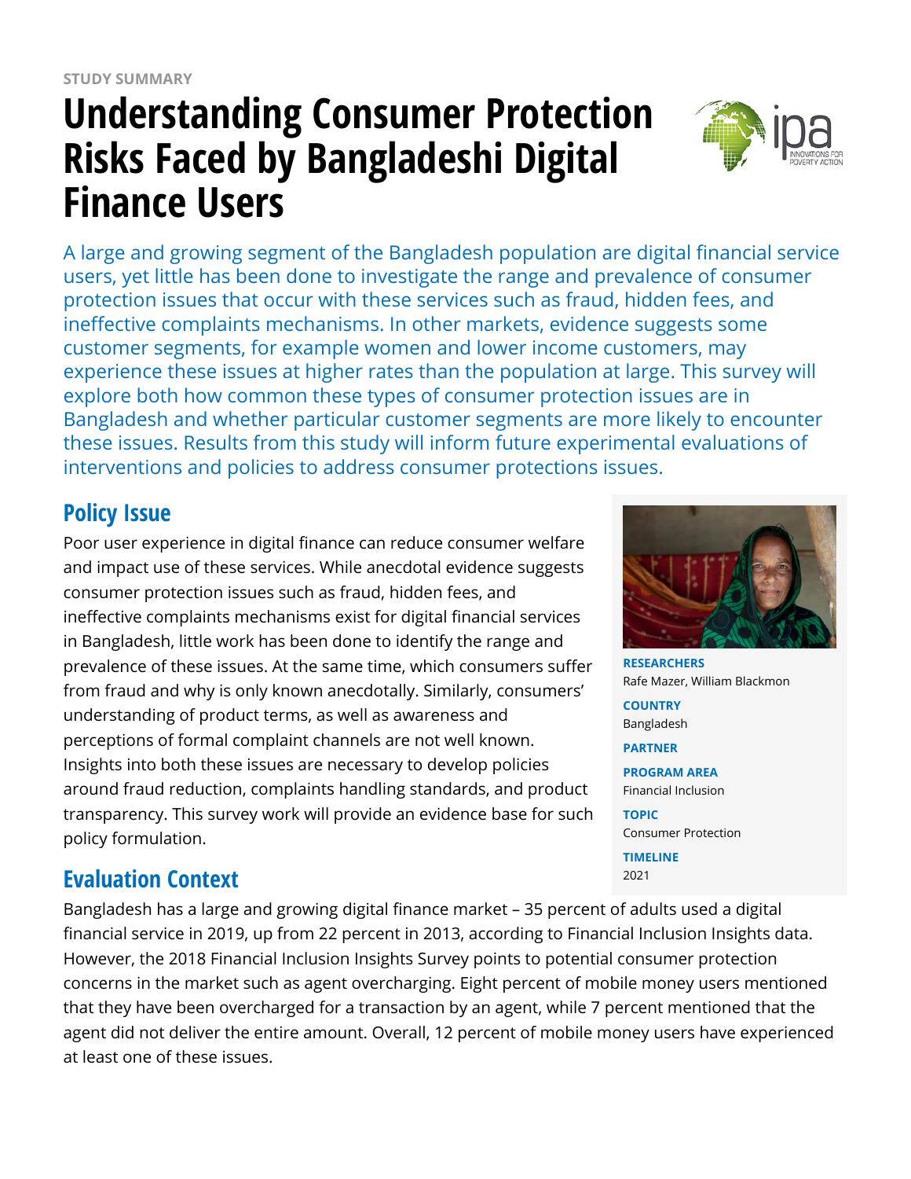STUDY SUMMARY

# Understanding Consumer Protection Risks Faced by Bangladeshi Digital Finance Users

A large and growing segment of the Bangladesh population are digital financial service users, yet little has been done to investigate the range and prevalence of consumer protection issues that occur with these services such as fraud, hidden fees, and ineffective complaints mechanisms. In other markets, evidence suggests some customer segments, for example women and lower income customers, may experience these issues at higher rates than the population at large. This survey will explore both how common these types of consumer protection issues are in Bangladesh and whether particular customer segments are more likely to encounter these issues. Results from this study will inform future experimental evaluations of interventions and policies to address consumer protections issues.

**RESEARCHERS**
Rafe Mazer, William Blackmon

**COUNTRY**
Bangladesh

**PARTNER**

**PROGRAM AREA**
Financial Inclusion

**TOPIC**
Consumer Protection

**TIMELINE**
2021

## Policy Issue

Poor user experience in digital finance can reduce consumer welfare and impact use of these services. While anecdotal evidence suggests consumer protection issues such as fraud, hidden fees, and ineffective complaints mechanisms exist for digital financial services in Bangladesh, little work has been done to identify the range and prevalence of these issues. At the same time, which consumers suffer from fraud and why is only known anecdotally. Similarly, consumers' understanding of product terms, as well as awareness and perceptions of formal complaint channels are not well known. Insights into both these issues are necessary to develop policies around fraud reduction, complaints handling standards, and product transparency. This survey work will provide an evidence base for such policy formulation.

## Evaluation Context

Bangladesh has a large and growing digital finance market – 35 percent of adults used a digital financial service in 2019, up from 22 percent in 2013, according to Financial Inclusion Insights data. However, the 2018 Financial Inclusion Insights Survey points to potential consumer protection concerns in the market such as agent overcharging. Eight percent of mobile money users mentioned that they have been overcharged for a transaction by an agent, while 7 percent mentioned that the agent did not deliver the entire amount. Overall, 12 percent of mobile money users have experienced at least one of these issues.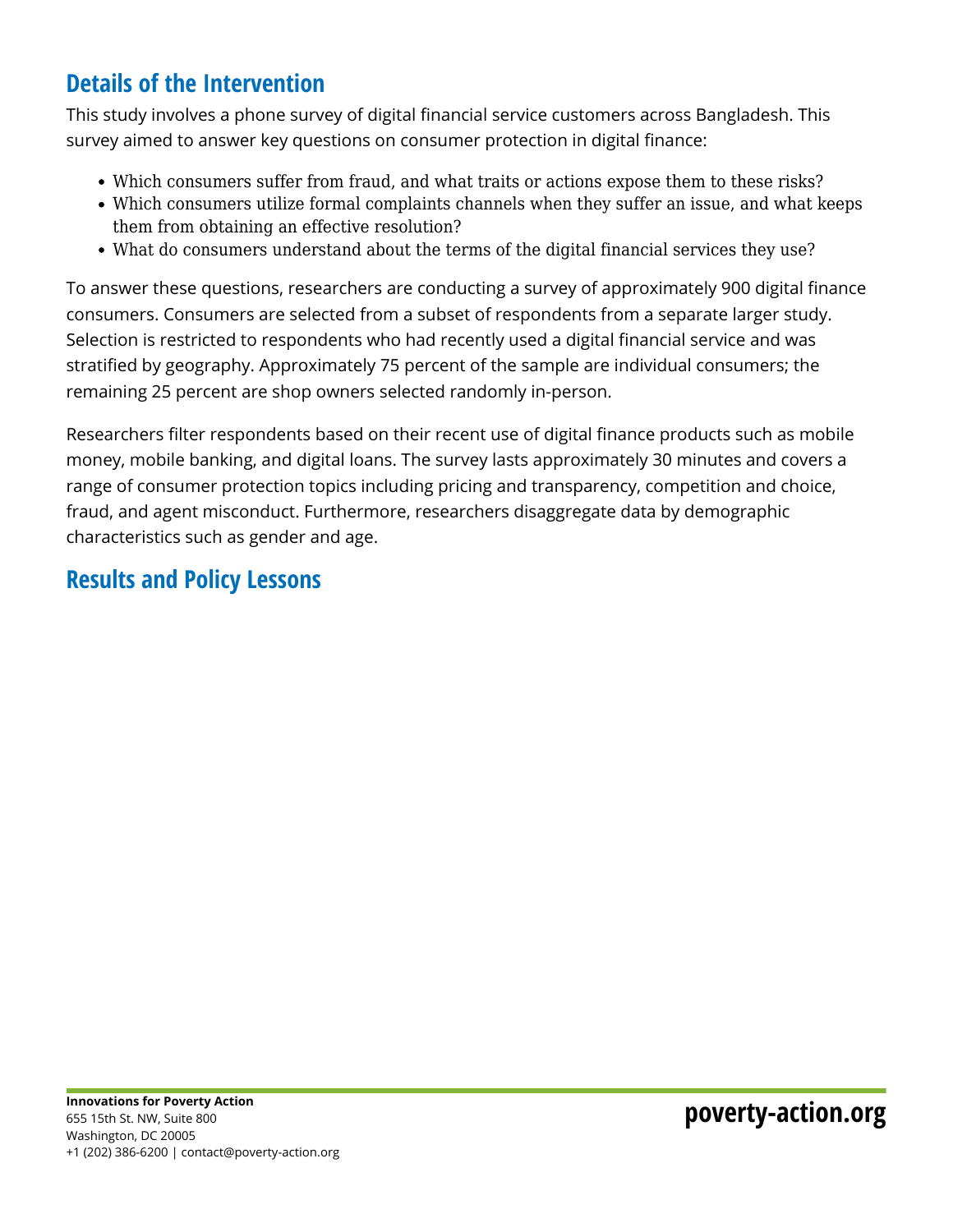## Details of the Intervention

This study involves a phone survey of digital financial service customers across Bangladesh. This survey aimed to answer key questions on consumer protection in digital finance:

- Which consumers suffer from fraud, and what traits or actions expose them to these risks?
- Which consumers utilize formal complaints channels when they suffer an issue, and what keeps them from obtaining an effective resolution?
- What do consumers understand about the terms of the digital financial services they use?

To answer these questions, researchers are conducting a survey of approximately 900 digital finance consumers. Consumers are selected from a subset of respondents from a separate larger study. Selection is restricted to respondents who had recently used a digital financial service and was stratified by geography. Approximately 75 percent of the sample are individual consumers; the remaining 25 percent are shop owners selected randomly in-person.

Researchers filter respondents based on their recent use of digital finance products such as mobile money, mobile banking, and digital loans. The survey lasts approximately 30 minutes and covers a range of consumer protection topics including pricing and transparency, competition and choice, fraud, and agent misconduct. Furthermore, researchers disaggregate data by demographic characteristics such as gender and age.

## Results and Policy Lessons

**Innovations for Poverty Action**
655 15th St. NW, Suite 800
Washington, DC 20005
+1 (202) 386-6200 | contact@poverty-action.org

**poverty-action.org**